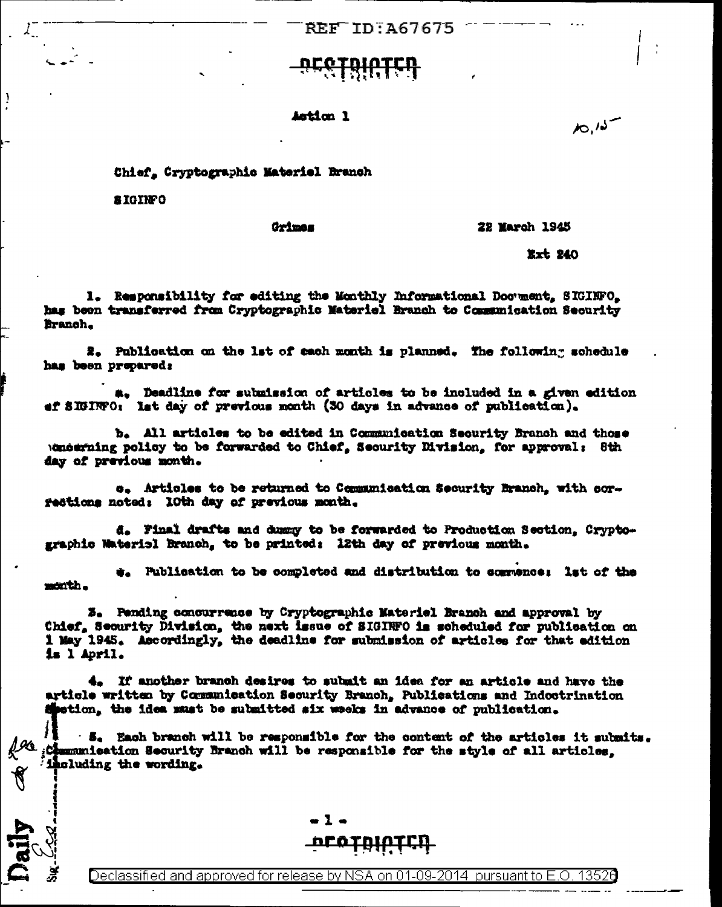REF ID:A67675

RESTRICTED

Action 1

10,15

Chief, Cryptographic Materiel Branch

SIGINFO

Grimes

22 March 1945

Ext 240

1. Responsibility for editing the Monthly Informational Document, SIGINFO, has been transferred from Cryptographic Materiel Branch to Communication Security Branch.

2. Publication on the 1st of each month is planned. The following schedule has been prepared:

a. Deadline for submission of articles to be included in a given edition of SIGINFO: 1st day of previous month (30 days in advance of publication).

b. All articles to be edited in Communication Security Branch and those concerning policy to be forwarded to Chief, Security Division, for approval: 8th day of previous month.

c. Articles to be returned to Communication Security Branch, with corrections noted: 10th day of previous month.

d. Final drafts and dummy to be forwarded to Production Section, Cryptographic Materiel Branch, to be printed: 12th day of previous month.

e. Publication to be completed and distribution to commence: 1st of the month.

3. Pending concurrence by Cryptographic Materiel Branch and approval by Chief, Security Division, the next issue of SIGINFO is scheduled for publication on 1 May 1945. Accordingly, the deadline for submission of articles for that edition is 1 April.

4. If another branch desires to submit an idea for an article and have the article written by Communication Security Branch, Publications and Indoctrination Section, the idea must be submitted six weeks in advance of publication.

5. Each branch will be responsible for the content of the articles it submits. Communication Security Branch will be responsible for the style of all articles, including the wording.

RESTRICTED

Declassified and approved for release by NSA on 01-09-2014 pursuant to E.O. 13526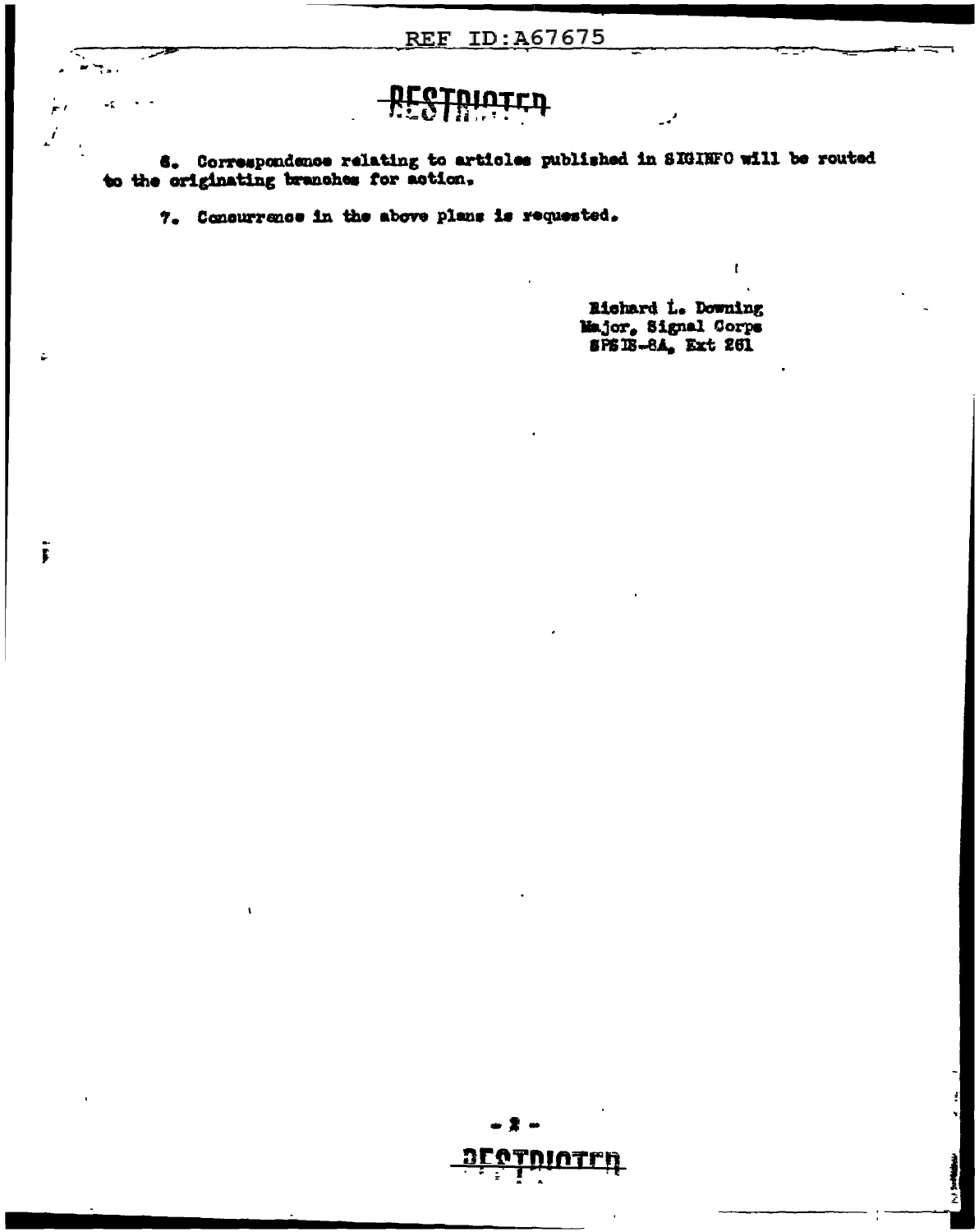RESTRICTED

6. Correspondence relating to articles published in SIGINFO will be routed to the originating branches for action.

7. Concurrence in the above plans is requested.

Richard L. Downing
Major, Signal Corps
SPSIS-8A, Ext 261

RESTRICTED